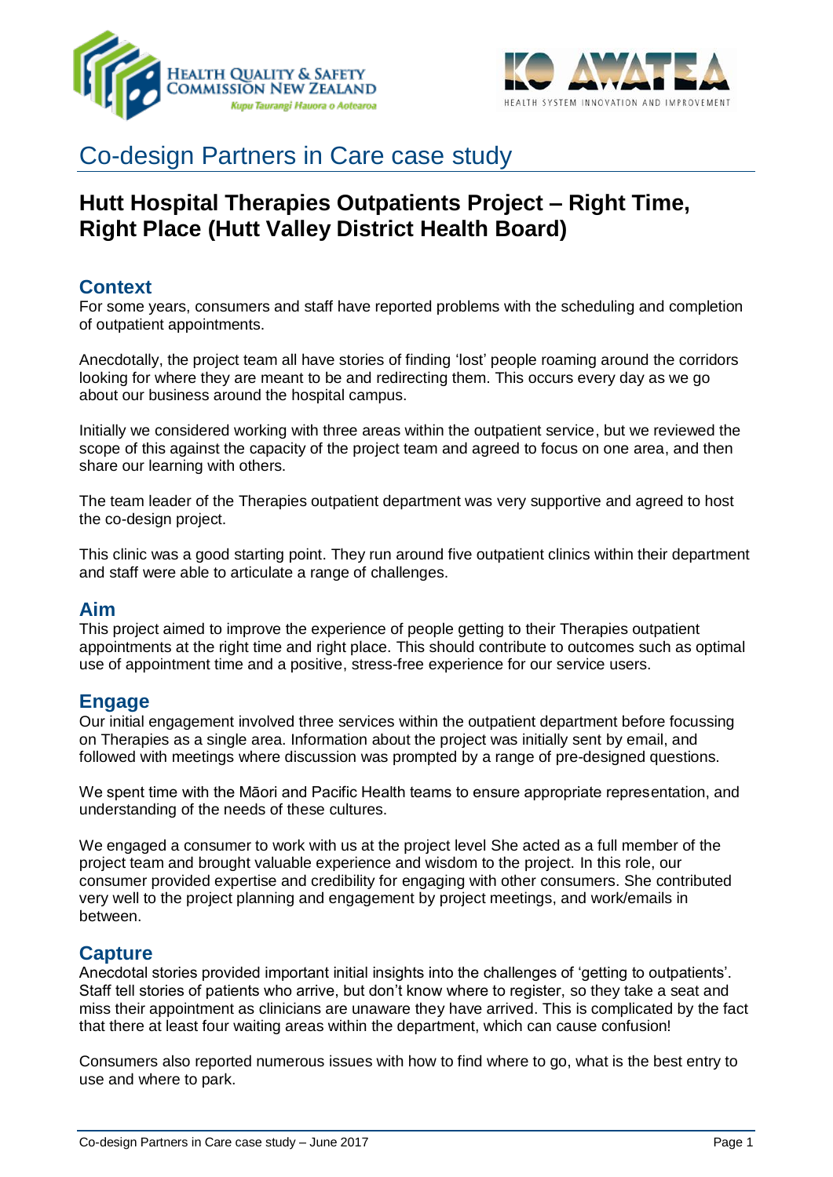# Co-design Partners in Care case study

## Hutt Hospital Therapies Outpatients Project – Right Time, Right Place (Hutt Valley District Health Board)

### Context

For some years, consumers and staff have reported problems with the scheduling and completion of outpatient appointments.

Anecdotally, the project team all have stories of finding 'lost' people roaming around the corridors looking for where they are meant to be and redirecting them. This occurs every day as we go about our business around the hospital campus.

Initially we considered working with three areas within the outpatient service, but we reviewed the scope of this against the capacity of the project team and agreed to focus on one area, and then share our learning with others.

The team leader of the Therapies outpatient department was very supportive and agreed to host the co-design project.

This clinic was a good starting point. They run around five outpatient clinics within their department and staff were able to articulate a range of challenges.

### Aim

This project aimed to improve the experience of people getting to their Therapies outpatient appointments at the right time and right place. This should contribute to outcomes such as optimal use of appointment time and a positive, stress-free experience for our service users.

### Engage

Our initial engagement involved three services within the outpatient department before focussing on Therapies as a single area. Information about the project was initially sent by email, and followed with meetings where discussion was prompted by a range of pre-designed questions.

We spent time with the Māori and Pacific Health teams to ensure appropriate representation, and understanding of the needs of these cultures.

We engaged a consumer to work with us at the project level She acted as a full member of the project team and brought valuable experience and wisdom to the project. In this role, our consumer provided expertise and credibility for engaging with other consumers. She contributed very well to the project planning and engagement by project meetings, and work/emails in between.

### Capture

Anecdotal stories provided important initial insights into the challenges of 'getting to outpatients'. Staff tell stories of patients who arrive, but don't know where to register, so they take a seat and miss their appointment as clinicians are unaware they have arrived. This is complicated by the fact that there at least four waiting areas within the department, which can cause confusion!

Consumers also reported numerous issues with how to find where to go, what is the best entry to use and where to park.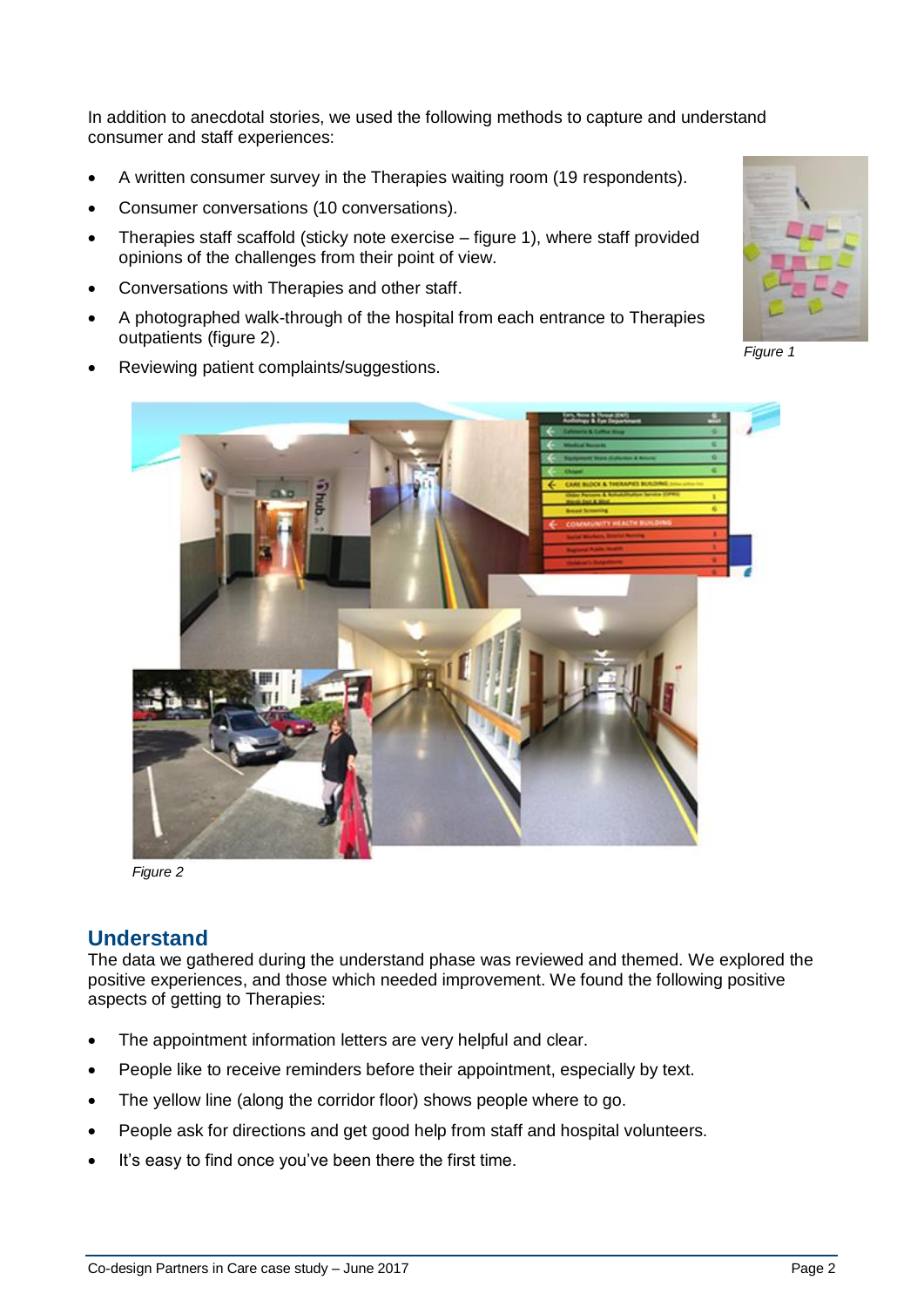In addition to anecdotal stories, we used the following methods to capture and understand consumer and staff experiences:

- A written consumer survey in the Therapies waiting room (19 respondents).
- Consumer conversations (10 conversations).
- Therapies staff scaffold (sticky note exercise – figure 1), where staff provided opinions of the challenges from their point of view.
- Conversations with Therapies and other staff.
- A photographed walk-through of the hospital from each entrance to Therapies outpatients (figure 2).
- Reviewing patient complaints/suggestions.

*Figure 1*

*Figure 2*

## Understand

The data we gathered during the understand phase was reviewed and themed. We explored the positive experiences, and those which needed improvement. We found the following positive aspects of getting to Therapies:

- The appointment information letters are very helpful and clear.
- People like to receive reminders before their appointment, especially by text.
- The yellow line (along the corridor floor) shows people where to go.
- People ask for directions and get good help from staff and hospital volunteers.
- It's easy to find once you've been there the first time.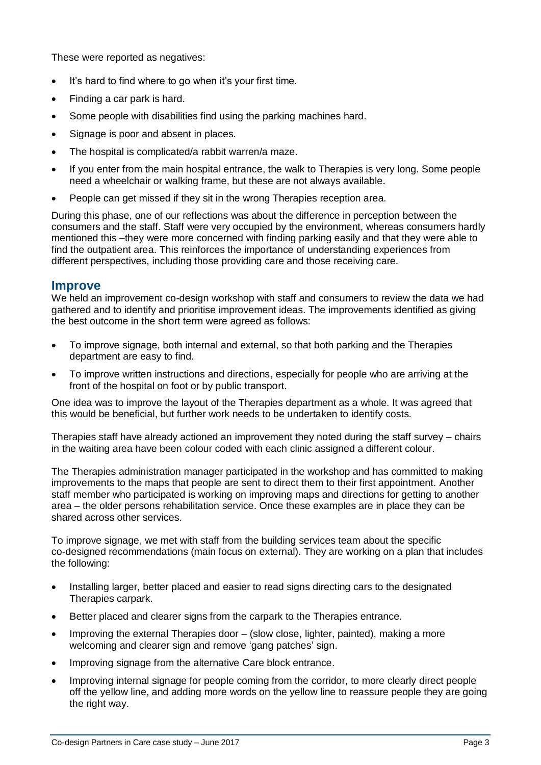These were reported as negatives:

- It's hard to find where to go when it's your first time.
- Finding a car park is hard.
- Some people with disabilities find using the parking machines hard.
- Signage is poor and absent in places.
- The hospital is complicated/a rabbit warren/a maze.
- If you enter from the main hospital entrance, the walk to Therapies is very long. Some people need a wheelchair or walking frame, but these are not always available.
- People can get missed if they sit in the wrong Therapies reception area.

During this phase, one of our reflections was about the difference in perception between the consumers and the staff. Staff were very occupied by the environment, whereas consumers hardly mentioned this –they were more concerned with finding parking easily and that they were able to find the outpatient area. This reinforces the importance of understanding experiences from different perspectives, including those providing care and those receiving care.

## Improve

We held an improvement co-design workshop with staff and consumers to review the data we had gathered and to identify and prioritise improvement ideas. The improvements identified as giving the best outcome in the short term were agreed as follows:

- To improve signage, both internal and external, so that both parking and the Therapies department are easy to find.
- To improve written instructions and directions, especially for people who are arriving at the front of the hospital on foot or by public transport.

One idea was to improve the layout of the Therapies department as a whole. It was agreed that this would be beneficial, but further work needs to be undertaken to identify costs.

Therapies staff have already actioned an improvement they noted during the staff survey – chairs in the waiting area have been colour coded with each clinic assigned a different colour.

The Therapies administration manager participated in the workshop and has committed to making improvements to the maps that people are sent to direct them to their first appointment. Another staff member who participated is working on improving maps and directions for getting to another area – the older persons rehabilitation service. Once these examples are in place they can be shared across other services.

To improve signage, we met with staff from the building services team about the specific co-designed recommendations (main focus on external). They are working on a plan that includes the following:

- Installing larger, better placed and easier to read signs directing cars to the designated Therapies carpark.
- Better placed and clearer signs from the carpark to the Therapies entrance.
- Improving the external Therapies door – (slow close, lighter, painted), making a more welcoming and clearer sign and remove 'gang patches' sign.
- Improving signage from the alternative Care block entrance.
- Improving internal signage for people coming from the corridor, to more clearly direct people off the yellow line, and adding more words on the yellow line to reassure people they are going the right way.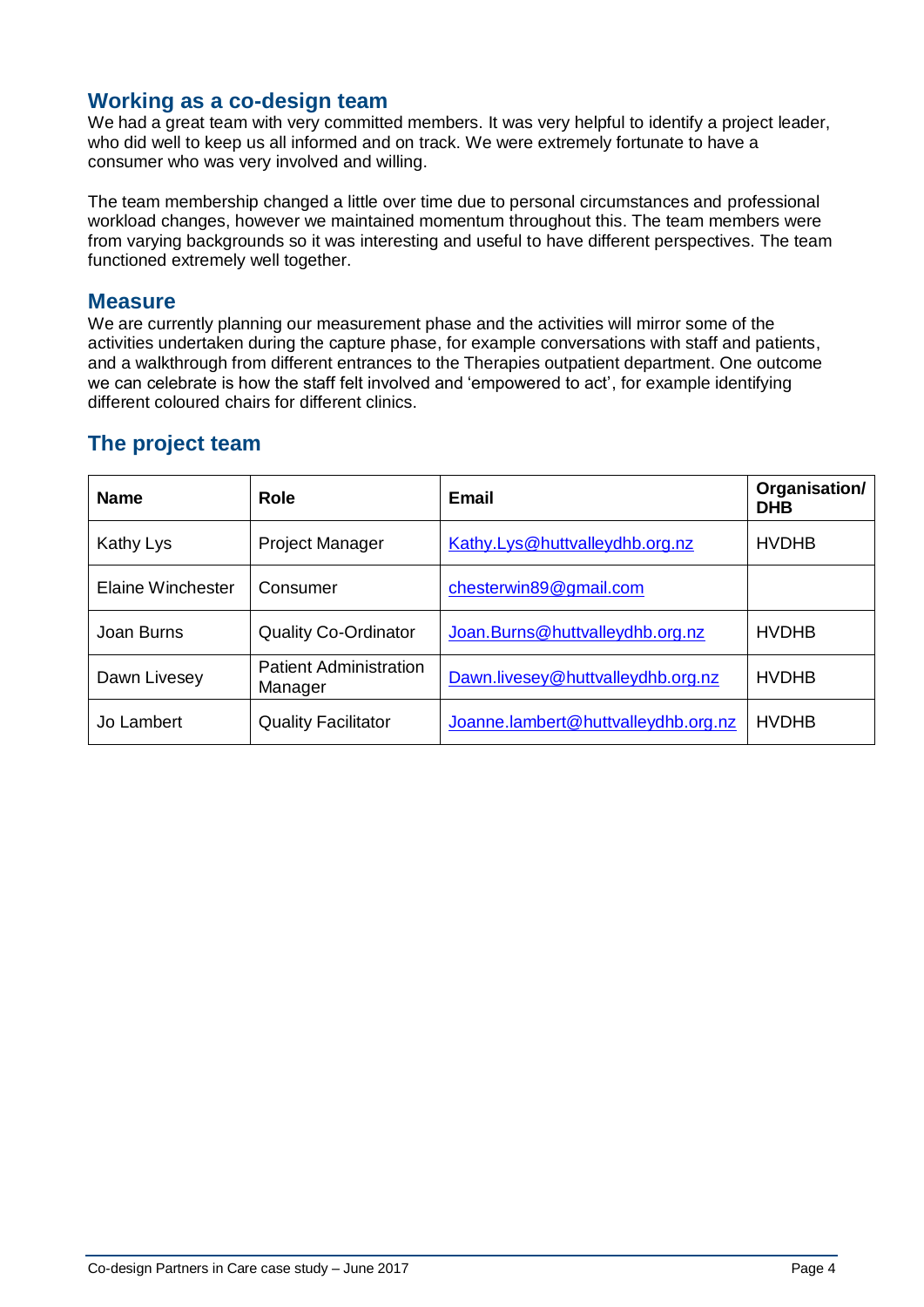## Working as a co-design team

We had a great team with very committed members. It was very helpful to identify a project leader, who did well to keep us all informed and on track. We were extremely fortunate to have a consumer who was very involved and willing.

The team membership changed a little over time due to personal circumstances and professional workload changes, however we maintained momentum throughout this. The team members were from varying backgrounds so it was interesting and useful to have different perspectives. The team functioned extremely well together.

## Measure

We are currently planning our measurement phase and the activities will mirror some of the activities undertaken during the capture phase, for example conversations with staff and patients, and a walkthrough from different entrances to the Therapies outpatient department. One outcome we can celebrate is how the staff felt involved and 'empowered to act', for example identifying different coloured chairs for different clinics.

## The project team

| Name | Role | Email | Organisation/ DHB |
|---|---|---|---|
| Kathy Lys | Project Manager | Kathy.Lys@huttvalleydhb.org.nz | HVDHB |
| Elaine Winchester | Consumer | chesterwin89@gmail.com | |
| Joan Burns | Quality Co-Ordinator | Joan.Burns@huttvalleydhb.org.nz | HVDHB |
| Dawn Livesey | Patient Administration Manager | Dawn.livesey@huttvalleydhb.org.nz | HVDHB |
| Jo Lambert | Quality Facilitator | Joanne.lambert@huttvalleydhb.org.nz | HVDHB |